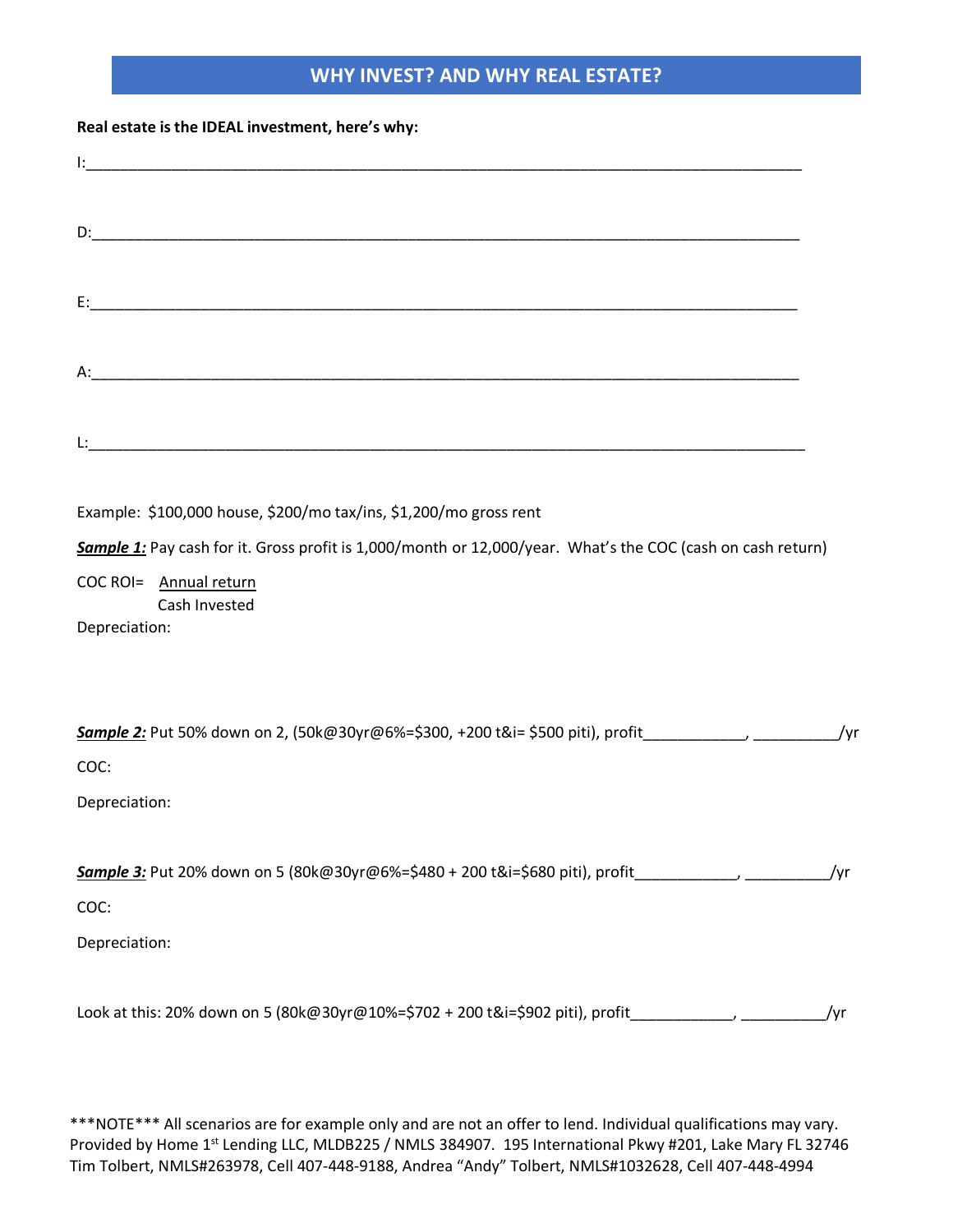# WHY INVEST? AND WHY REAL ESTATE?

**Real estate is the IDEAL investment, here's why:**

I:____________________________________________________________________________________

D:___________________________________________________________________________________

E:___________________________________________________________________________________

A:___________________________________________________________________________________

L:____________________________________________________________________________________

Example: $100,000 house, $200/mo tax/ins, $1,200/mo gross rent

***Sample 1:*** Pay cash for it. Gross profit is 1,000/month or 12,000/year. What's the COC (cash on cash return)

COC ROI= $\frac{\text{Annual return}}{\text{Cash Invested}}$

Depreciation:

***Sample 2:*** Put 50% down on 2, (50k@30yr@6%=$300, +200 t&i= $500 piti), profit____________, __________/yr

COC:

Depreciation:

***Sample 3:*** Put 20% down on 5 (80k@30yr@6%=$480 + 200 t&i=$680 piti), profit____________, __________/yr

COC:

Depreciation:

Look at this: 20% down on 5 (80k@30yr@10%=$702 + 200 t&i=$902 piti), profit____________, __________/yr

***NOTE*** All scenarios are for example only and are not an offer to lend. Individual qualifications may vary.
Provided by Home 1st Lending LLC, MLDB225 / NMLS 384907. 195 International Pkwy #201, Lake Mary FL 32746
Tim Tolbert, NMLS#263978, Cell 407-448-9188, Andrea "Andy" Tolbert, NMLS#1032628, Cell 407-448-4994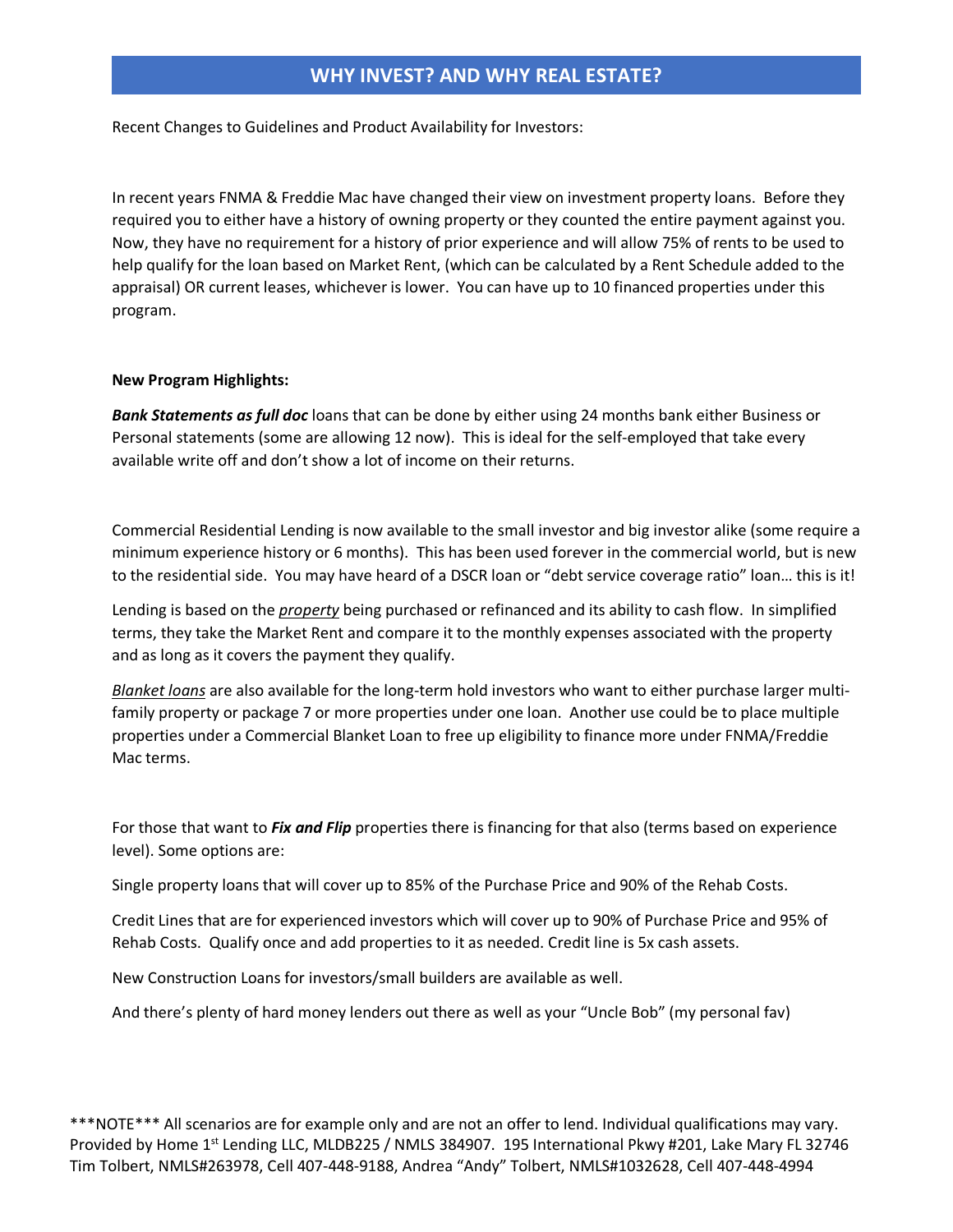# WHY INVEST? AND WHY REAL ESTATE?

Recent Changes to Guidelines and Product Availability for Investors:

In recent years FNMA & Freddie Mac have changed their view on investment property loans. Before they required you to either have a history of owning property or they counted the entire payment against you. Now, they have no requirement for a history of prior experience and will allow 75% of rents to be used to help qualify for the loan based on Market Rent, (which can be calculated by a Rent Schedule added to the appraisal) OR current leases, whichever is lower. You can have up to 10 financed properties under this program.

**New Program Highlights:**

***Bank Statements as full doc*** loans that can be done by either using 24 months bank either Business or Personal statements (some are allowing 12 now). This is ideal for the self-employed that take every available write off and don't show a lot of income on their returns.

Commercial Residential Lending is now available to the small investor and big investor alike (some require a minimum experience history or 6 months). This has been used forever in the commercial world, but is new to the residential side. You may have heard of a DSCR loan or "debt service coverage ratio" loan… this is it!

Lending is based on the ***property*** being purchased or refinanced and its ability to cash flow. In simplified terms, they take the Market Rent and compare it to the monthly expenses associated with the property and as long as it covers the payment they qualify.

*Blanket loans* are also available for the long-term hold investors who want to either purchase larger multi-family property or package 7 or more properties under one loan. Another use could be to place multiple properties under a Commercial Blanket Loan to free up eligibility to finance more under FNMA/Freddie Mac terms.

For those that want to ***Fix and Flip*** properties there is financing for that also (terms based on experience level). Some options are:

Single property loans that will cover up to 85% of the Purchase Price and 90% of the Rehab Costs.

Credit Lines that are for experienced investors which will cover up to 90% of Purchase Price and 95% of Rehab Costs. Qualify once and add properties to it as needed. Credit line is 5x cash assets.

New Construction Loans for investors/small builders are available as well.

And there's plenty of hard money lenders out there as well as your "Uncle Bob" (my personal fav)

\*\*\*NOTE\*\*\* All scenarios are for example only and are not an offer to lend. Individual qualifications may vary. Provided by Home 1st Lending LLC, MLDB225 / NMLS 384907. 195 International Pkwy #201, Lake Mary FL 32746 Tim Tolbert, NMLS#263978, Cell 407-448-9188, Andrea "Andy" Tolbert, NMLS#1032628, Cell 407-448-4994